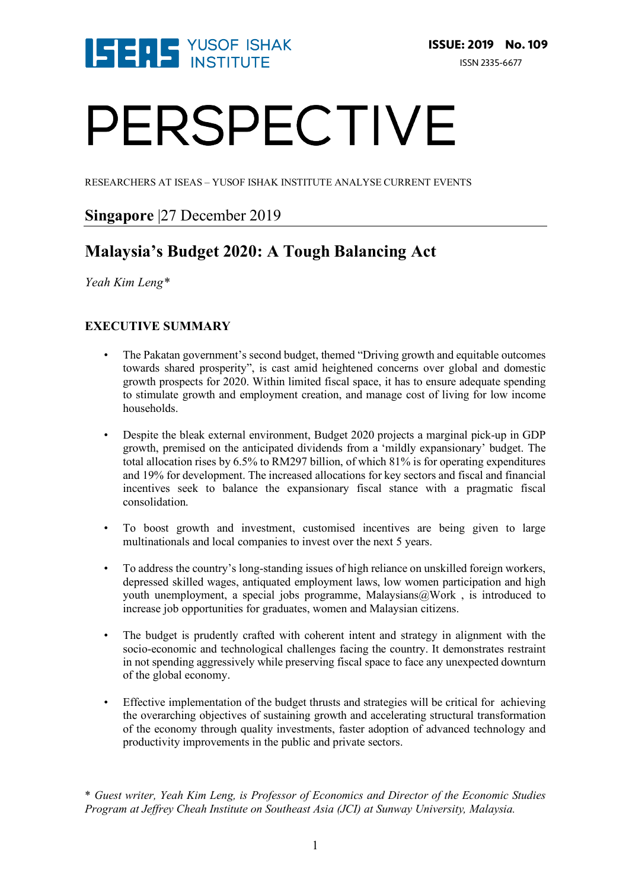ISEAS YUSOF ISHAK INSTITUTE

**ISSUE: 2019 No. 109**

ISSN 2335-6677

# PERSPECTIVE

RESEARCHERS AT ISEAS – YUSOF ISHAK INSTITUTE ANALYSE CURRENT EVENTS

**Singapore** |27 December 2019

## Malaysia's Budget 2020: A Tough Balancing Act

*Yeah Kim Leng\**

### EXECUTIVE SUMMARY

- The Pakatan government's second budget, themed "Driving growth and equitable outcomes towards shared prosperity", is cast amid heightened concerns over global and domestic growth prospects for 2020. Within limited fiscal space, it has to ensure adequate spending to stimulate growth and employment creation, and manage cost of living for low income households.

- Despite the bleak external environment, Budget 2020 projects a marginal pick-up in GDP growth, premised on the anticipated dividends from a 'mildly expansionary' budget. The total allocation rises by 6.5% to RM297 billion, of which 81% is for operating expenditures and 19% for development. The increased allocations for key sectors and fiscal and financial incentives seek to balance the expansionary fiscal stance with a pragmatic fiscal consolidation.

- To boost growth and investment, customised incentives are being given to large multinationals and local companies to invest over the next 5 years.

- To address the country's long-standing issues of high reliance on unskilled foreign workers, depressed skilled wages, antiquated employment laws, low women participation and high youth unemployment, a special jobs programme, Malaysians@Work , is introduced to increase job opportunities for graduates, women and Malaysian citizens.

- The budget is prudently crafted with coherent intent and strategy in alignment with the socio-economic and technological challenges facing the country. It demonstrates restraint in not spending aggressively while preserving fiscal space to face any unexpected downturn of the global economy.

- Effective implementation of the budget thrusts and strategies will be critical for achieving the overarching objectives of sustaining growth and accelerating structural transformation of the economy through quality investments, faster adoption of advanced technology and productivity improvements in the public and private sectors.

*\* Guest writer, Yeah Kim Leng, is Professor of Economics and Director of the Economic Studies Program at Jeffrey Cheah Institute on Southeast Asia (JCI) at Sunway University, Malaysia.*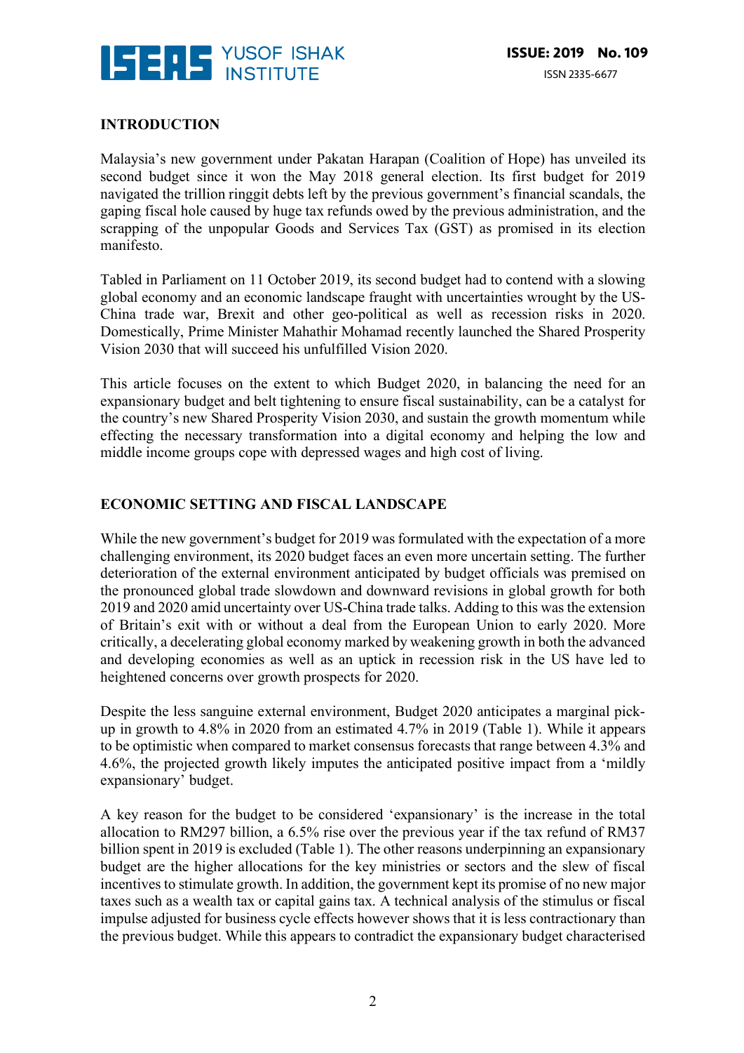## INTRODUCTION

Malaysia's new government under Pakatan Harapan (Coalition of Hope) has unveiled its second budget since it won the May 2018 general election. Its first budget for 2019 navigated the trillion ringgit debts left by the previous government's financial scandals, the gaping fiscal hole caused by huge tax refunds owed by the previous administration, and the scrapping of the unpopular Goods and Services Tax (GST) as promised in its election manifesto.

Tabled in Parliament on 11 October 2019, its second budget had to contend with a slowing global economy and an economic landscape fraught with uncertainties wrought by the US-China trade war, Brexit and other geo-political as well as recession risks in 2020. Domestically, Prime Minister Mahathir Mohamad recently launched the Shared Prosperity Vision 2030 that will succeed his unfulfilled Vision 2020.

This article focuses on the extent to which Budget 2020, in balancing the need for an expansionary budget and belt tightening to ensure fiscal sustainability, can be a catalyst for the country's new Shared Prosperity Vision 2030, and sustain the growth momentum while effecting the necessary transformation into a digital economy and helping the low and middle income groups cope with depressed wages and high cost of living.

## ECONOMIC SETTING AND FISCAL LANDSCAPE

While the new government's budget for 2019 was formulated with the expectation of a more challenging environment, its 2020 budget faces an even more uncertain setting. The further deterioration of the external environment anticipated by budget officials was premised on the pronounced global trade slowdown and downward revisions in global growth for both 2019 and 2020 amid uncertainty over US-China trade talks. Adding to this was the extension of Britain's exit with or without a deal from the European Union to early 2020. More critically, a decelerating global economy marked by weakening growth in both the advanced and developing economies as well as an uptick in recession risk in the US have led to heightened concerns over growth prospects for 2020.

Despite the less sanguine external environment, Budget 2020 anticipates a marginal pick-up in growth to 4.8% in 2020 from an estimated 4.7% in 2019 (Table 1). While it appears to be optimistic when compared to market consensus forecasts that range between 4.3% and 4.6%, the projected growth likely imputes the anticipated positive impact from a 'mildly expansionary' budget.

A key reason for the budget to be considered 'expansionary' is the increase in the total allocation to RM297 billion, a 6.5% rise over the previous year if the tax refund of RM37 billion spent in 2019 is excluded (Table 1). The other reasons underpinning an expansionary budget are the higher allocations for the key ministries or sectors and the slew of fiscal incentives to stimulate growth. In addition, the government kept its promise of no new major taxes such as a wealth tax or capital gains tax. A technical analysis of the stimulus or fiscal impulse adjusted for business cycle effects however shows that it is less contractionary than the previous budget. While this appears to contradict the expansionary budget characterised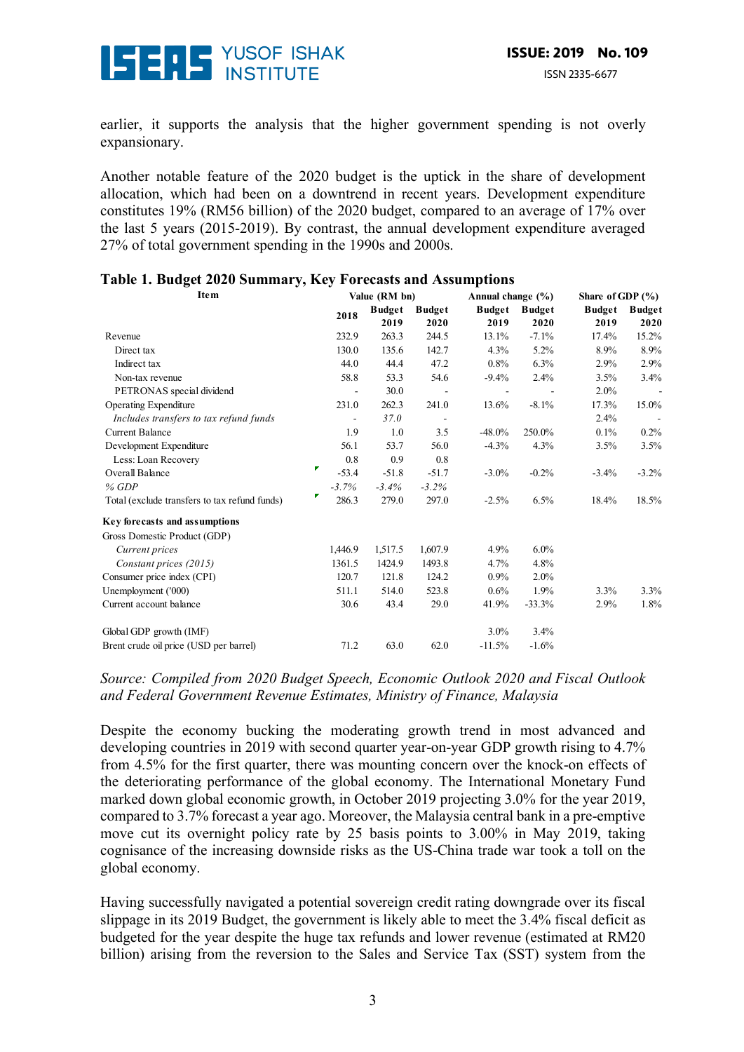earlier, it supports the analysis that the higher government spending is not overly expansionary.

Another notable feature of the 2020 budget is the uptick in the share of development allocation, which had been on a downtrend in recent years. Development expenditure constitutes 19% (RM56 billion) of the 2020 budget, compared to an average of 17% over the last 5 years (2015-2019). By contrast, the annual development expenditure averaged 27% of total government spending in the 1990s and 2000s.

**Table 1. Budget 2020 Summary, Key Forecasts and Assumptions**

| Item | Value (RM bn) | | | Annual change (%) | | Share of GDP (%) | |
|---|---|---|---|---|---|---|---|
| | 2018 | Budget 2019 | Budget 2020 | Budget 2019 | Budget 2020 | Budget 2019 | Budget 2020 |
| Revenue | 232.9 | 263.3 | 244.5 | 13.1% | -7.1% | 17.4% | 15.2% |
| Direct tax | 130.0 | 135.6 | 142.7 | 4.3% | 5.2% | 8.9% | 8.9% |
| Indirect tax | 44.0 | 44.4 | 47.2 | 0.8% | 6.3% | 2.9% | 2.9% |
| Non-tax revenue | 58.8 | 53.3 | 54.6 | -9.4% | 2.4% | 3.5% | 3.4% |
| PETRONAS special dividend | - | 30.0 | - | - | - | 2.0% | - |
| Operating Expenditure | 231.0 | 262.3 | 241.0 | 13.6% | -8.1% | 17.3% | 15.0% |
| *Includes transfers to tax refund funds* | - | *37.0* | - | | | 2.4% | - |
| Current Balance | 1.9 | 1.0 | 3.5 | -48.0% | 250.0% | 0.1% | 0.2% |
| Development Expenditure | 56.1 | 53.7 | 56.0 | -4.3% | 4.3% | 3.5% | 3.5% |
| Less: Loan Recovery | 0.8 | 0.9 | 0.8 | | | | |
| Overall Balance | -53.4 | -51.8 | -51.7 | -3.0% | -0.2% | -3.4% | -3.2% |
| *% GDP* | *-3.7%* | *-3.4%* | *-3.2%* | | | | |
| Total (exclude transfers to tax refund funds) | 286.3 | 279.0 | 297.0 | -2.5% | 6.5% | 18.4% | 18.5% |
| **Key forecasts and assumptions** | | | | | | | |
| Gross Domestic Product (GDP) | | | | | | | |
| *Current prices* | 1,446.9 | 1,517.5 | 1,607.9 | 4.9% | 6.0% | | |
| *Constant prices (2015)* | 1361.5 | 1424.9 | 1493.8 | 4.7% | 4.8% | | |
| Consumer price index (CPI) | 120.7 | 121.8 | 124.2 | 0.9% | 2.0% | | |
| Unemployment ('000) | 511.1 | 514.0 | 523.8 | 0.6% | 1.9% | 3.3% | 3.3% |
| Current account balance | 30.6 | 43.4 | 29.0 | 41.9% | -33.3% | 2.9% | 1.8% |
| Global GDP growth (IMF) | | | | 3.0% | 3.4% | | |
| Brent crude oil price (USD per barrel) | 71.2 | 63.0 | 62.0 | -11.5% | -1.6% | | |

*Source: Compiled from 2020 Budget Speech, Economic Outlook 2020 and Fiscal Outlook and Federal Government Revenue Estimates, Ministry of Finance, Malaysia*

Despite the economy bucking the moderating growth trend in most advanced and developing countries in 2019 with second quarter year-on-year GDP growth rising to 4.7% from 4.5% for the first quarter, there was mounting concern over the knock-on effects of the deteriorating performance of the global economy. The International Monetary Fund marked down global economic growth, in October 2019 projecting 3.0% for the year 2019, compared to 3.7% forecast a year ago. Moreover, the Malaysia central bank in a pre-emptive move cut its overnight policy rate by 25 basis points to 3.00% in May 2019, taking cognisance of the increasing downside risks as the US-China trade war took a toll on the global economy.

Having successfully navigated a potential sovereign credit rating downgrade over its fiscal slippage in its 2019 Budget, the government is likely able to meet the 3.4% fiscal deficit as budgeted for the year despite the huge tax refunds and lower revenue (estimated at RM20 billion) arising from the reversion to the Sales and Service Tax (SST) system from the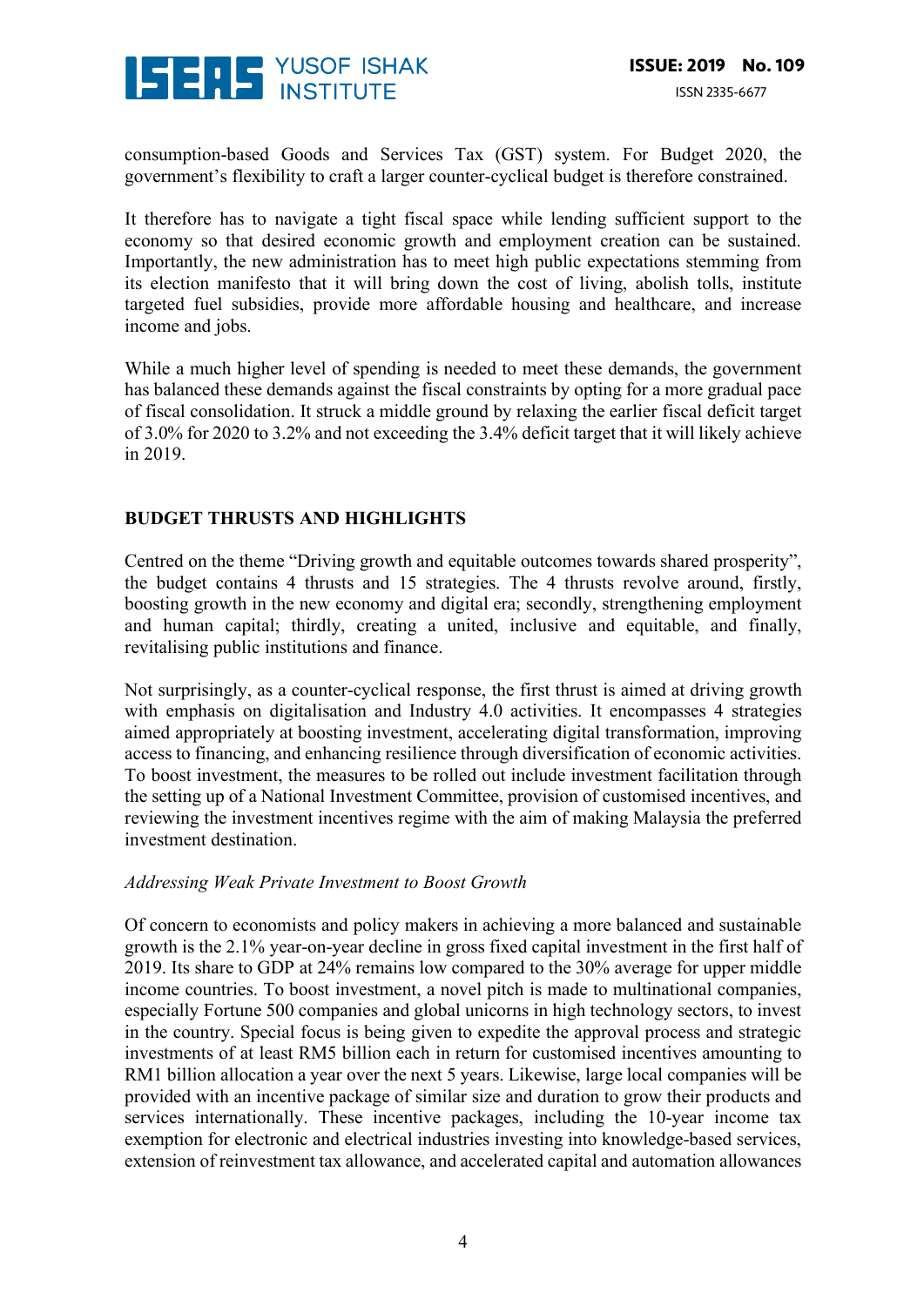consumption-based Goods and Services Tax (GST) system. For Budget 2020, the government's flexibility to craft a larger counter-cyclical budget is therefore constrained.

It therefore has to navigate a tight fiscal space while lending sufficient support to the economy so that desired economic growth and employment creation can be sustained. Importantly, the new administration has to meet high public expectations stemming from its election manifesto that it will bring down the cost of living, abolish tolls, institute targeted fuel subsidies, provide more affordable housing and healthcare, and increase income and jobs.

While a much higher level of spending is needed to meet these demands, the government has balanced these demands against the fiscal constraints by opting for a more gradual pace of fiscal consolidation. It struck a middle ground by relaxing the earlier fiscal deficit target of 3.0% for 2020 to 3.2% and not exceeding the 3.4% deficit target that it will likely achieve in 2019.

## BUDGET THRUSTS AND HIGHLIGHTS

Centred on the theme "Driving growth and equitable outcomes towards shared prosperity", the budget contains 4 thrusts and 15 strategies. The 4 thrusts revolve around, firstly, boosting growth in the new economy and digital era; secondly, strengthening employment and human capital; thirdly, creating a united, inclusive and equitable, and finally, revitalising public institutions and finance.

Not surprisingly, as a counter-cyclical response, the first thrust is aimed at driving growth with emphasis on digitalisation and Industry 4.0 activities. It encompasses 4 strategies aimed appropriately at boosting investment, accelerating digital transformation, improving access to financing, and enhancing resilience through diversification of economic activities. To boost investment, the measures to be rolled out include investment facilitation through the setting up of a National Investment Committee, provision of customised incentives, and reviewing the investment incentives regime with the aim of making Malaysia the preferred investment destination.

### *Addressing Weak Private Investment to Boost Growth*

Of concern to economists and policy makers in achieving a more balanced and sustainable growth is the 2.1% year-on-year decline in gross fixed capital investment in the first half of 2019. Its share to GDP at 24% remains low compared to the 30% average for upper middle income countries. To boost investment, a novel pitch is made to multinational companies, especially Fortune 500 companies and global unicorns in high technology sectors, to invest in the country. Special focus is being given to expedite the approval process and strategic investments of at least RM5 billion each in return for customised incentives amounting to RM1 billion allocation a year over the next 5 years. Likewise, large local companies will be provided with an incentive package of similar size and duration to grow their products and services internationally. These incentive packages, including the 10-year income tax exemption for electronic and electrical industries investing into knowledge-based services, extension of reinvestment tax allowance, and accelerated capital and automation allowances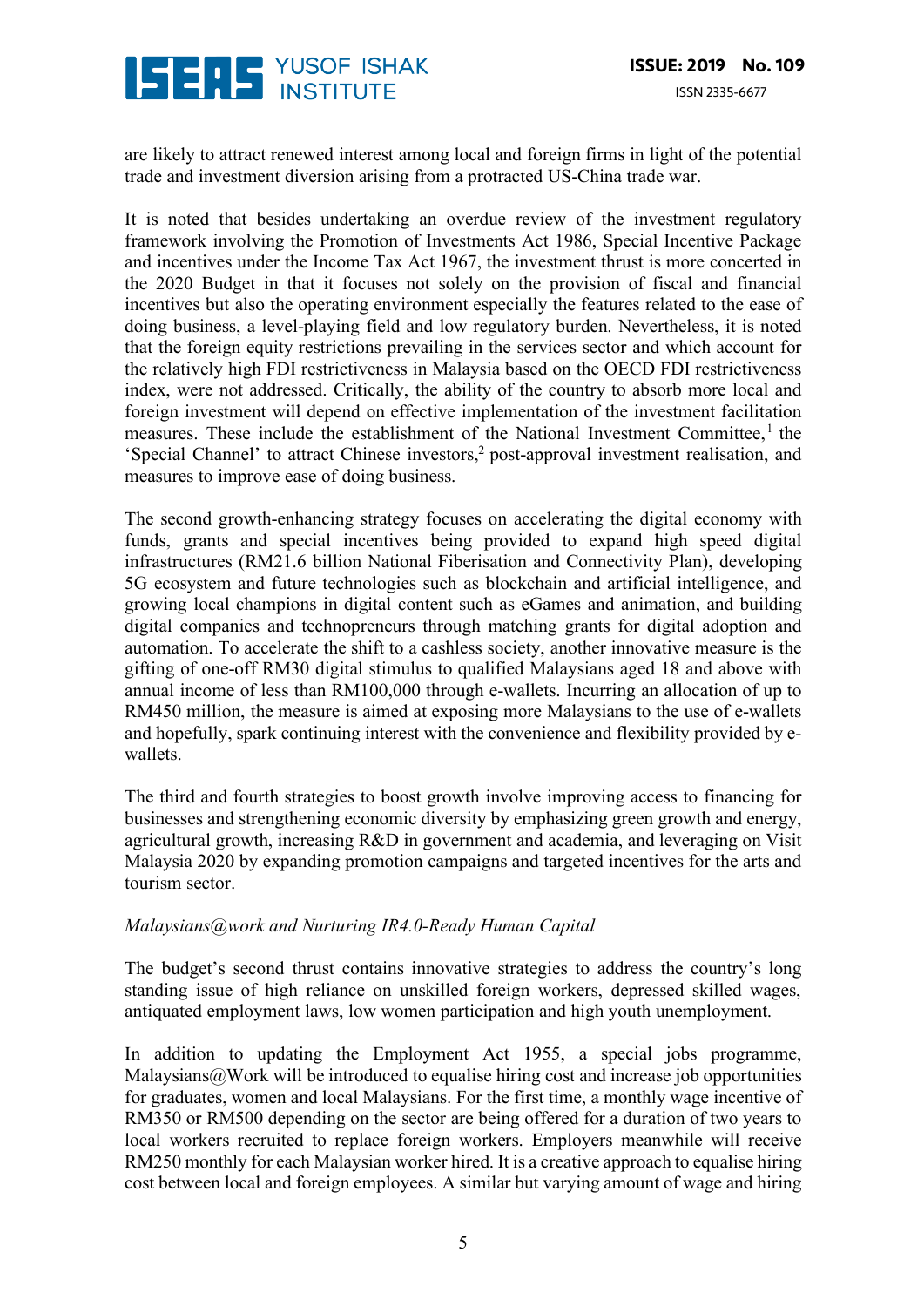are likely to attract renewed interest among local and foreign firms in light of the potential trade and investment diversion arising from a protracted US-China trade war.

It is noted that besides undertaking an overdue review of the investment regulatory framework involving the Promotion of Investments Act 1986, Special Incentive Package and incentives under the Income Tax Act 1967, the investment thrust is more concerted in the 2020 Budget in that it focuses not solely on the provision of fiscal and financial incentives but also the operating environment especially the features related to the ease of doing business, a level-playing field and low regulatory burden. Nevertheless, it is noted that the foreign equity restrictions prevailing in the services sector and which account for the relatively high FDI restrictiveness in Malaysia based on the OECD FDI restrictiveness index, were not addressed. Critically, the ability of the country to absorb more local and foreign investment will depend on effective implementation of the investment facilitation measures. These include the establishment of the National Investment Committee,[1] the 'Special Channel' to attract Chinese investors,[2] post-approval investment realisation, and measures to improve ease of doing business.

The second growth-enhancing strategy focuses on accelerating the digital economy with funds, grants and special incentives being provided to expand high speed digital infrastructures (RM21.6 billion National Fiberisation and Connectivity Plan), developing 5G ecosystem and future technologies such as blockchain and artificial intelligence, and growing local champions in digital content such as eGames and animation, and building digital companies and technopreneurs through matching grants for digital adoption and automation. To accelerate the shift to a cashless society, another innovative measure is the gifting of one-off RM30 digital stimulus to qualified Malaysians aged 18 and above with annual income of less than RM100,000 through e-wallets. Incurring an allocation of up to RM450 million, the measure is aimed at exposing more Malaysians to the use of e-wallets and hopefully, spark continuing interest with the convenience and flexibility provided by e-wallets.

The third and fourth strategies to boost growth involve improving access to financing for businesses and strengthening economic diversity by emphasizing green growth and energy, agricultural growth, increasing R&D in government and academia, and leveraging on Visit Malaysia 2020 by expanding promotion campaigns and targeted incentives for the arts and tourism sector.

*Malaysians@work and Nurturing IR4.0-Ready Human Capital*

The budget's second thrust contains innovative strategies to address the country's long standing issue of high reliance on unskilled foreign workers, depressed skilled wages, antiquated employment laws, low women participation and high youth unemployment.

In addition to updating the Employment Act 1955, a special jobs programme, Malaysians@Work will be introduced to equalise hiring cost and increase job opportunities for graduates, women and local Malaysians. For the first time, a monthly wage incentive of RM350 or RM500 depending on the sector are being offered for a duration of two years to local workers recruited to replace foreign workers. Employers meanwhile will receive RM250 monthly for each Malaysian worker hired. It is a creative approach to equalise hiring cost between local and foreign employees. A similar but varying amount of wage and hiring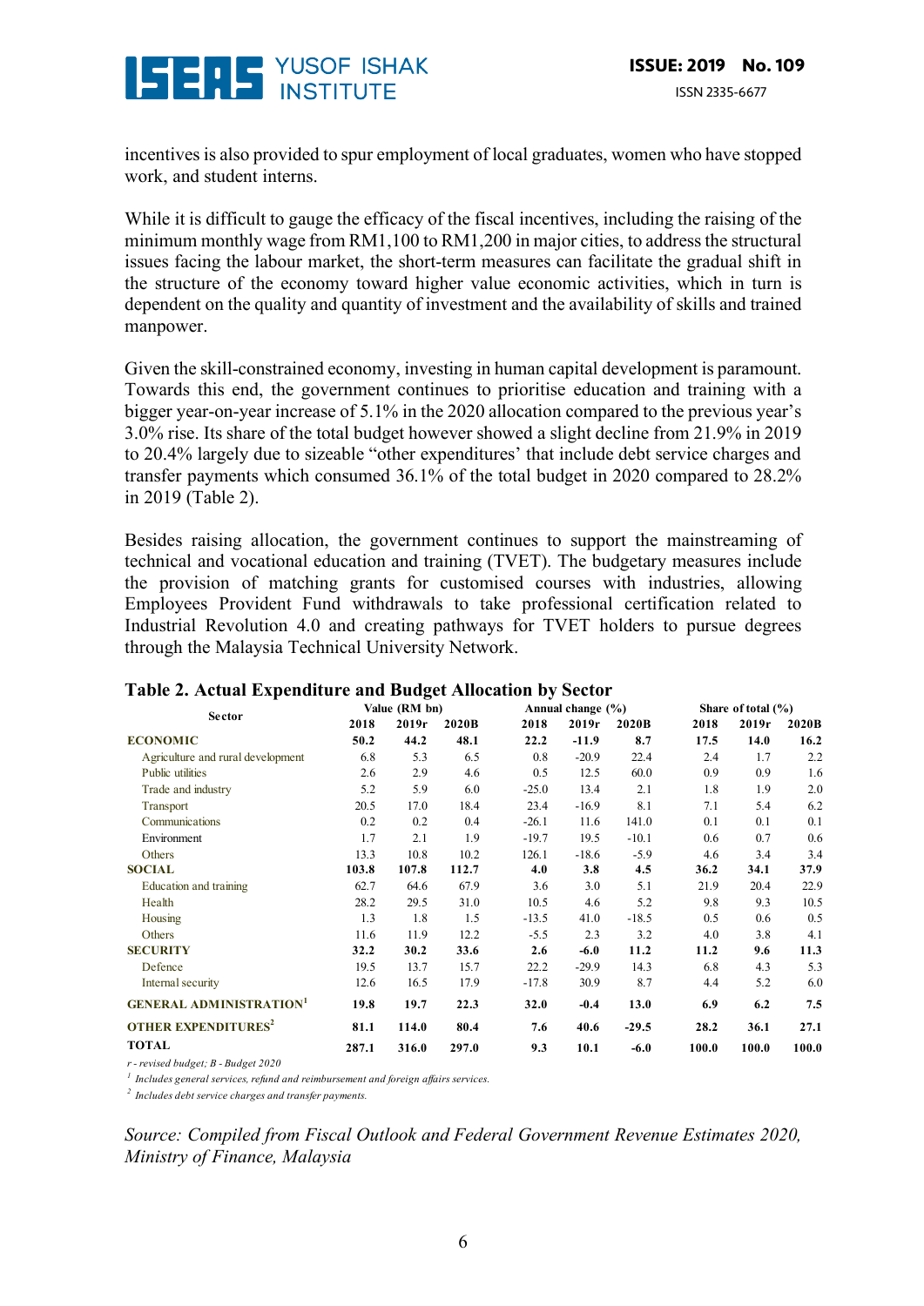incentives is also provided to spur employment of local graduates, women who have stopped work, and student interns.

While it is difficult to gauge the efficacy of the fiscal incentives, including the raising of the minimum monthly wage from RM1,100 to RM1,200 in major cities, to address the structural issues facing the labour market, the short-term measures can facilitate the gradual shift in the structure of the economy toward higher value economic activities, which in turn is dependent on the quality and quantity of investment and the availability of skills and trained manpower.

Given the skill-constrained economy, investing in human capital development is paramount. Towards this end, the government continues to prioritise education and training with a bigger year-on-year increase of 5.1% in the 2020 allocation compared to the previous year's 3.0% rise. Its share of the total budget however showed a slight decline from 21.9% in 2019 to 20.4% largely due to sizeable "other expenditures' that include debt service charges and transfer payments which consumed 36.1% of the total budget in 2020 compared to 28.2% in 2019 (Table 2).

Besides raising allocation, the government continues to support the mainstreaming of technical and vocational education and training (TVET). The budgetary measures include the provision of matching grants for customised courses with industries, allowing Employees Provident Fund withdrawals to take professional certification related to Industrial Revolution 4.0 and creating pathways for TVET holders to pursue degrees through the Malaysia Technical University Network.

**Table 2. Actual Expenditure and Budget Allocation by Sector**

| Sector | Value (RM bn) | | | Annual change (%) | | | Share of total (%) | | |
|---|---|---|---|---|---|---|---|---|---|
| | 2018 | 2019r | 2020B | 2018 | 2019r | 2020B | 2018 | 2019r | 2020B |
| **ECONOMIC** | **50.2** | **44.2** | **48.1** | **22.2** | **-11.9** | **8.7** | **17.5** | **14.0** | **16.2** |
| Agriculture and rural development | 6.8 | 5.3 | 6.5 | 0.8 | -20.9 | 22.4 | 2.4 | 1.7 | 2.2 |
| Public utilities | 2.6 | 2.9 | 4.6 | 0.5 | 12.5 | 60.0 | 0.9 | 0.9 | 1.6 |
| Trade and industry | 5.2 | 5.9 | 6.0 | -25.0 | 13.4 | 2.1 | 1.8 | 1.9 | 2.0 |
| Transport | 20.5 | 17.0 | 18.4 | 23.4 | -16.9 | 8.1 | 7.1 | 5.4 | 6.2 |
| Communications | 0.2 | 0.2 | 0.4 | -26.1 | 11.6 | 141.0 | 0.1 | 0.1 | 0.1 |
| Environment | 1.7 | 2.1 | 1.9 | -19.7 | 19.5 | -10.1 | 0.6 | 0.7 | 0.6 |
| Others | 13.3 | 10.8 | 10.2 | 126.1 | -18.6 | -5.9 | 4.6 | 3.4 | 3.4 |
| **SOCIAL** | **103.8** | **107.8** | **112.7** | **4.0** | **3.8** | **4.5** | **36.2** | **34.1** | **37.9** |
| Education and training | 62.7 | 64.6 | 67.9 | 3.6 | 3.0 | 5.1 | 21.9 | 20.4 | 22.9 |
| Health | 28.2 | 29.5 | 31.0 | 10.5 | 4.6 | 5.2 | 9.8 | 9.3 | 10.5 |
| Housing | 1.3 | 1.8 | 1.5 | -13.5 | 41.0 | -18.5 | 0.5 | 0.6 | 0.5 |
| Others | 11.6 | 11.9 | 12.2 | -5.5 | 2.3 | 3.2 | 4.0 | 3.8 | 4.1 |
| **SECURITY** | **32.2** | **30.2** | **33.6** | **2.6** | **-6.0** | **11.2** | **11.2** | **9.6** | **11.3** |
| Defence | 19.5 | 13.7 | 15.7 | 22.2 | -29.9 | 14.3 | 6.8 | 4.3 | 5.3 |
| Internal security | 12.6 | 16.5 | 17.9 | -17.8 | 30.9 | 8.7 | 4.4 | 5.2 | 6.0 |
| **GENERAL ADMINISTRATION[1]** | **19.8** | **19.7** | **22.3** | **32.0** | **-0.4** | **13.0** | **6.9** | **6.2** | **7.5** |
| **OTHER EXPENDITURES[2]** | **81.1** | **114.0** | **80.4** | **7.6** | **40.6** | **-29.5** | **28.2** | **36.1** | **27.1** |
| **TOTAL** | **287.1** | **316.0** | **297.0** | **9.3** | **10.1** | **-6.0** | **100.0** | **100.0** | **100.0** |

*r - revised budget; B - Budget 2020*

*[1] Includes general services, refund and reimbursement and foreign affairs services.*

*[2] Includes debt service charges and transfer payments.*

*Source: Compiled from Fiscal Outlook and Federal Government Revenue Estimates 2020, Ministry of Finance, Malaysia*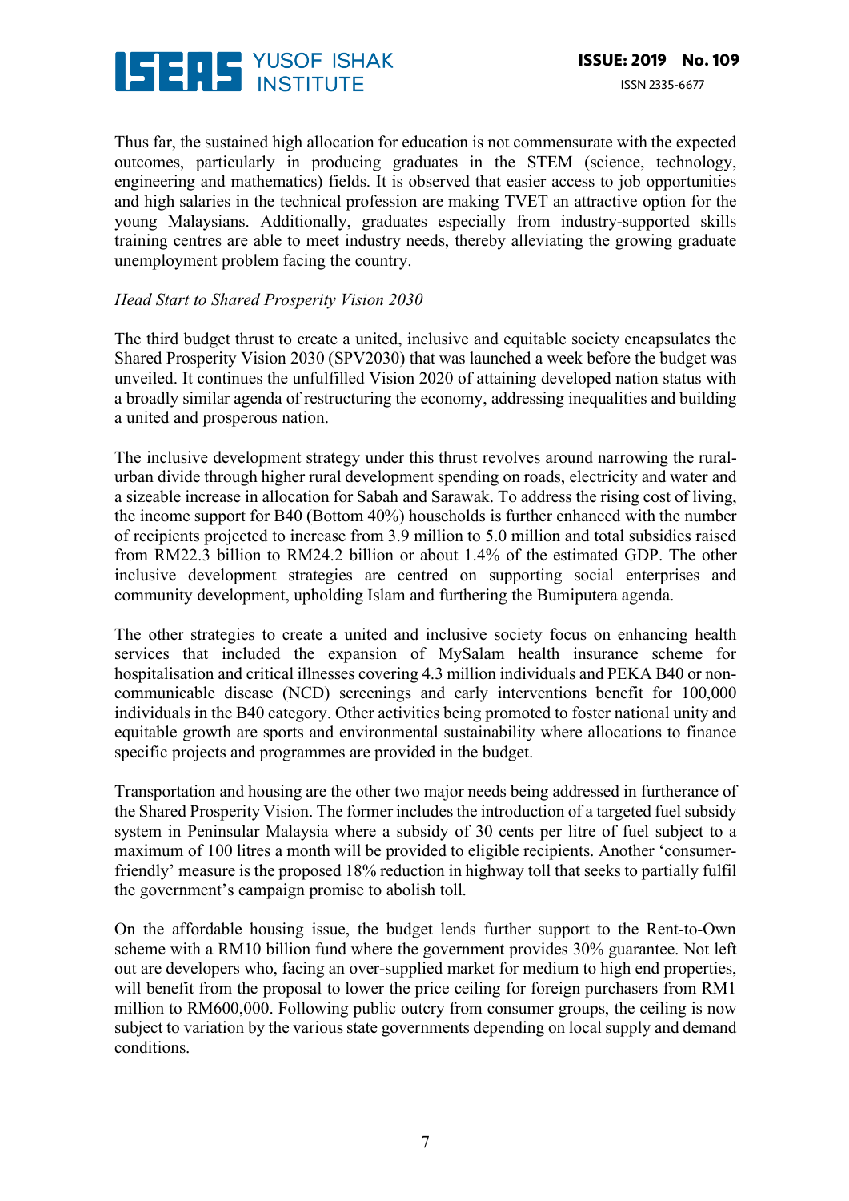Thus far, the sustained high allocation for education is not commensurate with the expected outcomes, particularly in producing graduates in the STEM (science, technology, engineering and mathematics) fields. It is observed that easier access to job opportunities and high salaries in the technical profession are making TVET an attractive option for the young Malaysians. Additionally, graduates especially from industry-supported skills training centres are able to meet industry needs, thereby alleviating the growing graduate unemployment problem facing the country.

*Head Start to Shared Prosperity Vision 2030*

The third budget thrust to create a united, inclusive and equitable society encapsulates the Shared Prosperity Vision 2030 (SPV2030) that was launched a week before the budget was unveiled. It continues the unfulfilled Vision 2020 of attaining developed nation status with a broadly similar agenda of restructuring the economy, addressing inequalities and building a united and prosperous nation.

The inclusive development strategy under this thrust revolves around narrowing the rural-urban divide through higher rural development spending on roads, electricity and water and a sizeable increase in allocation for Sabah and Sarawak. To address the rising cost of living, the income support for B40 (Bottom 40%) households is further enhanced with the number of recipients projected to increase from 3.9 million to 5.0 million and total subsidies raised from RM22.3 billion to RM24.2 billion or about 1.4% of the estimated GDP. The other inclusive development strategies are centred on supporting social enterprises and community development, upholding Islam and furthering the Bumiputera agenda.

The other strategies to create a united and inclusive society focus on enhancing health services that included the expansion of MySalam health insurance scheme for hospitalisation and critical illnesses covering 4.3 million individuals and PEKA B40 or non-communicable disease (NCD) screenings and early interventions benefit for 100,000 individuals in the B40 category. Other activities being promoted to foster national unity and equitable growth are sports and environmental sustainability where allocations to finance specific projects and programmes are provided in the budget.

Transportation and housing are the other two major needs being addressed in furtherance of the Shared Prosperity Vision. The former includes the introduction of a targeted fuel subsidy system in Peninsular Malaysia where a subsidy of 30 cents per litre of fuel subject to a maximum of 100 litres a month will be provided to eligible recipients. Another 'consumer-friendly' measure is the proposed 18% reduction in highway toll that seeks to partially fulfil the government's campaign promise to abolish toll.

On the affordable housing issue, the budget lends further support to the Rent-to-Own scheme with a RM10 billion fund where the government provides 30% guarantee. Not left out are developers who, facing an over-supplied market for medium to high end properties, will benefit from the proposal to lower the price ceiling for foreign purchasers from RM1 million to RM600,000. Following public outcry from consumer groups, the ceiling is now subject to variation by the various state governments depending on local supply and demand conditions.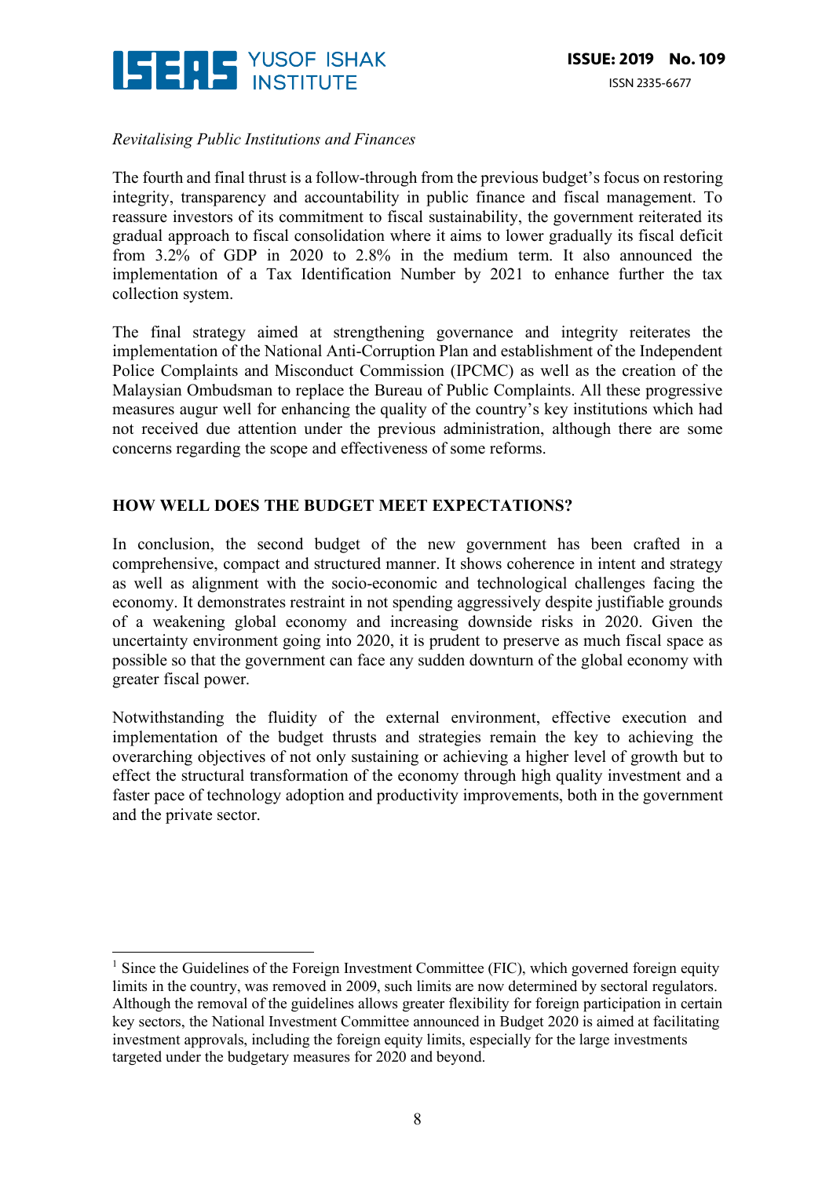*Revitalising Public Institutions and Finances*

The fourth and final thrust is a follow-through from the previous budget's focus on restoring integrity, transparency and accountability in public finance and fiscal management. To reassure investors of its commitment to fiscal sustainability, the government reiterated its gradual approach to fiscal consolidation where it aims to lower gradually its fiscal deficit from 3.2% of GDP in 2020 to 2.8% in the medium term. It also announced the implementation of a Tax Identification Number by 2021 to enhance further the tax collection system.

The final strategy aimed at strengthening governance and integrity reiterates the implementation of the National Anti-Corruption Plan and establishment of the Independent Police Complaints and Misconduct Commission (IPCMC) as well as the creation of the Malaysian Ombudsman to replace the Bureau of Public Complaints. All these progressive measures augur well for enhancing the quality of the country's key institutions which had not received due attention under the previous administration, although there are some concerns regarding the scope and effectiveness of some reforms.

## HOW WELL DOES THE BUDGET MEET EXPECTATIONS?

In conclusion, the second budget of the new government has been crafted in a comprehensive, compact and structured manner. It shows coherence in intent and strategy as well as alignment with the socio-economic and technological challenges facing the economy. It demonstrates restraint in not spending aggressively despite justifiable grounds of a weakening global economy and increasing downside risks in 2020. Given the uncertainty environment going into 2020, it is prudent to preserve as much fiscal space as possible so that the government can face any sudden downturn of the global economy with greater fiscal power.

Notwithstanding the fluidity of the external environment, effective execution and implementation of the budget thrusts and strategies remain the key to achieving the overarching objectives of not only sustaining or achieving a higher level of growth but to effect the structural transformation of the economy through high quality investment and a faster pace of technology adoption and productivity improvements, both in the government and the private sector.

---

[1] Since the Guidelines of the Foreign Investment Committee (FIC), which governed foreign equity limits in the country, was removed in 2009, such limits are now determined by sectoral regulators. Although the removal of the guidelines allows greater flexibility for foreign participation in certain key sectors, the National Investment Committee announced in Budget 2020 is aimed at facilitating investment approvals, including the foreign equity limits, especially for the large investments targeted under the budgetary measures for 2020 and beyond.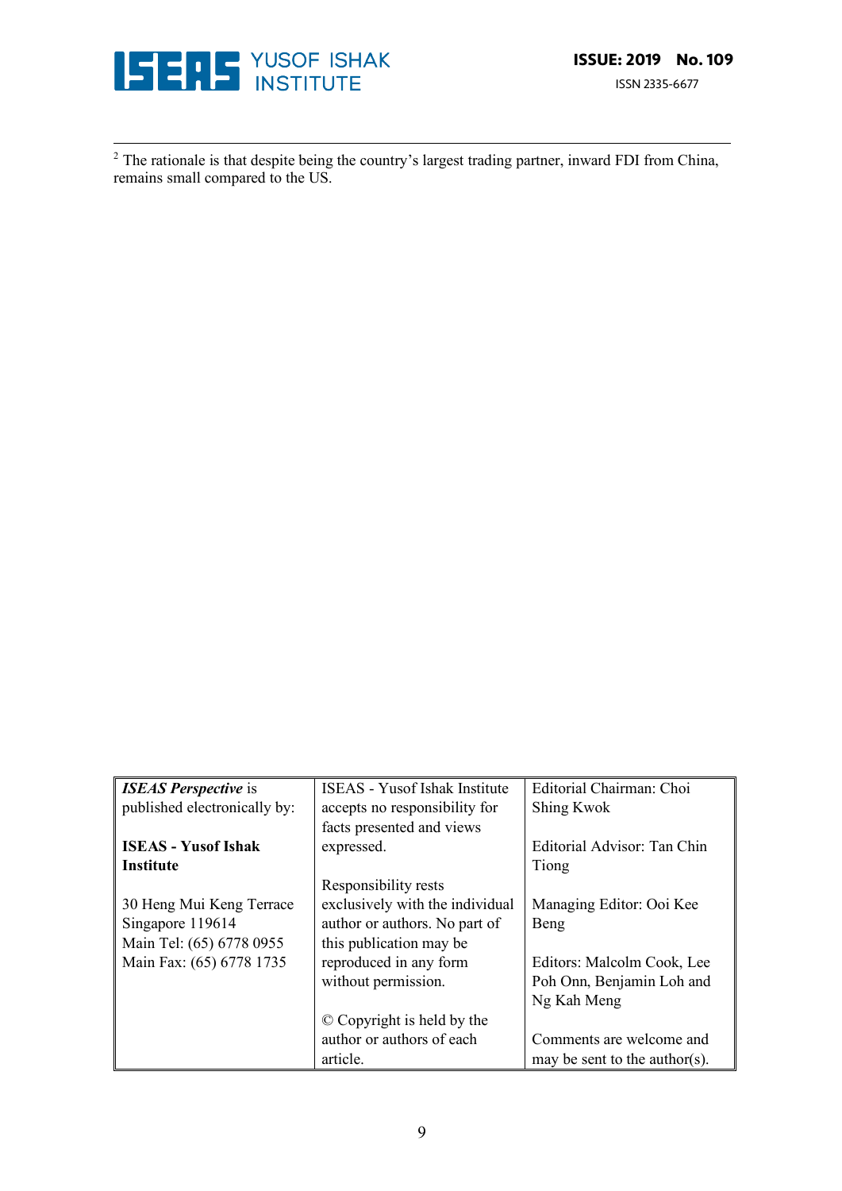[2] The rationale is that despite being the country's largest trading partner, inward FDI from China, remains small compared to the US.

| | | |
|---|---|---|
| ***ISEAS Perspective*** is published electronically by:<br><br>**ISEAS - Yusof Ishak Institute**<br><br>30 Heng Mui Keng Terrace<br>Singapore 119614<br>Main Tel: (65) 6778 0955<br>Main Fax: (65) 6778 1735 | ISEAS - Yusof Ishak Institute accepts no responsibility for facts presented and views expressed.<br><br>Responsibility rests exclusively with the individual author or authors. No part of this publication may be reproduced in any form without permission.<br><br>© Copyright is held by the author or authors of each article. | Editorial Chairman: Choi Shing Kwok<br><br>Editorial Advisor: Tan Chin Tiong<br><br>Managing Editor: Ooi Kee Beng<br><br>Editors: Malcolm Cook, Lee Poh Onn, Benjamin Loh and Ng Kah Meng<br><br>Comments are welcome and may be sent to the author(s). |